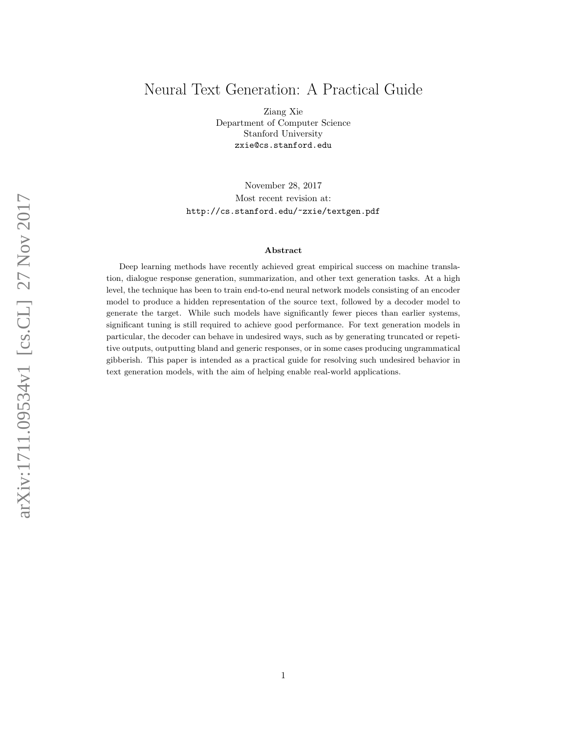# Neural Text Generation: A Practical Guide

Ziang Xie
Department of Computer Science
Stanford University
zxie@cs.stanford.edu

November 28, 2017
Most recent revision at:
http://cs.stanford.edu/~zxie/textgen.pdf

arXiv:1711.09534v1 [cs.CL] 27 Nov 2017

### Abstract

Deep learning methods have recently achieved great empirical success on machine translation, dialogue response generation, summarization, and other text generation tasks. At a high level, the technique has been to train end-to-end neural network models consisting of an encoder model to produce a hidden representation of the source text, followed by a decoder model to generate the target. While such models have significantly fewer pieces than earlier systems, significant tuning is still required to achieve good performance. For text generation models in particular, the decoder can behave in undesired ways, such as by generating truncated or repetitive outputs, outputting bland and generic responses, or in some cases producing ungrammatical gibberish. This paper is intended as a practical guide for resolving such undesired behavior in text generation models, with the aim of helping enable real-world applications.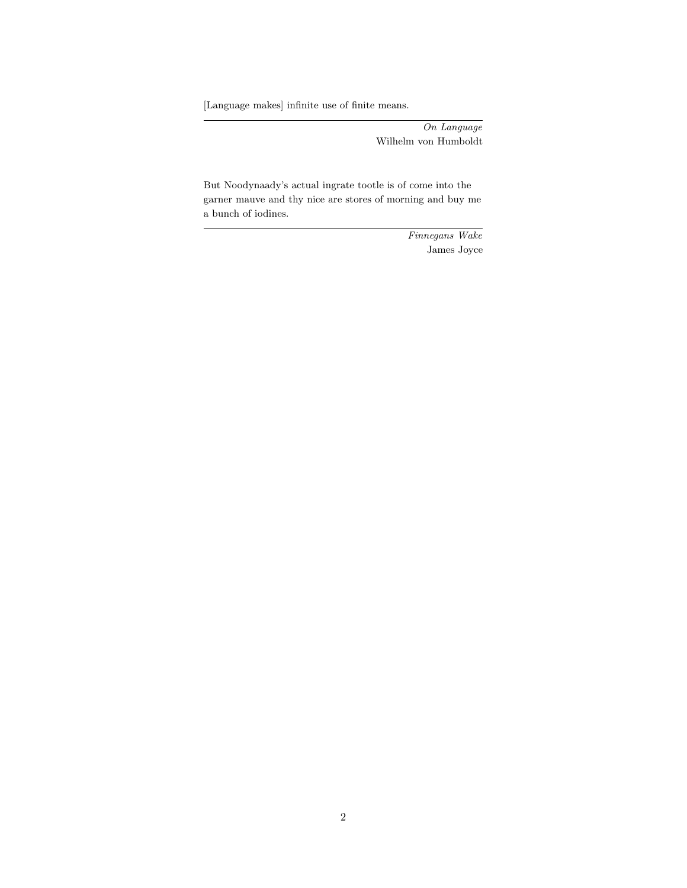[Language makes] infinite use of finite means.

---

*On Language*
Wilhelm von Humboldt

But Noodynaady's actual ingrate tootle is of come into the garner mauve and thy nice are stores of morning and buy me a bunch of iodines.

---

*Finnegans Wake*
James Joyce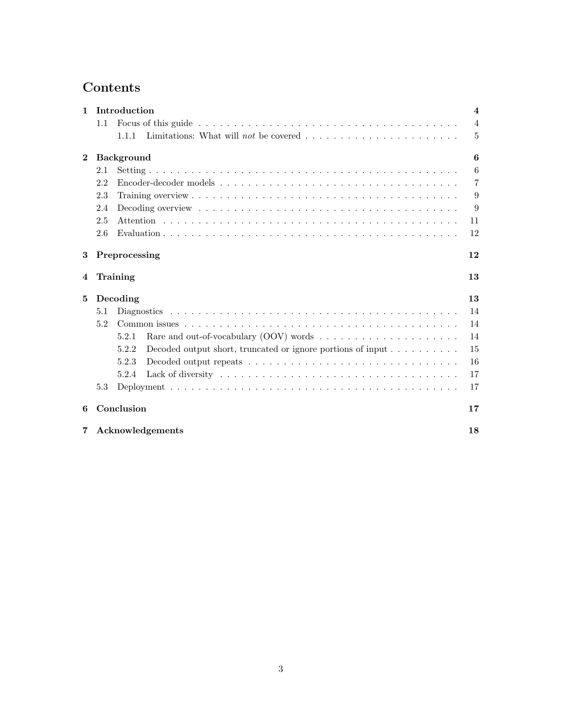# Contents

- **1 Introduction** — **4**
  - 1.1 Focus of this guide — 4
    - 1.1.1 Limitations: What will *not* be covered — 5
- **2 Background** — **6**
  - 2.1 Setting — 6
  - 2.2 Encoder-decoder models — 7
  - 2.3 Training overview — 9
  - 2.4 Decoding overview — 9
  - 2.5 Attention — 11
  - 2.6 Evaluation — 12
- **3 Preprocessing** — **12**
- **4 Training** — **13**
- **5 Decoding** — **13**
  - 5.1 Diagnostics — 14
  - 5.2 Common issues — 14
    - 5.2.1 Rare and out-of-vocabulary (OOV) words — 14
    - 5.2.2 Decoded output short, truncated or ignore portions of input — 15
    - 5.2.3 Decoded output repeats — 16
    - 5.2.4 Lack of diversity — 17
  - 5.3 Deployment — 17
- **6 Conclusion** — **17**
- **7 Acknowledgements** — **18**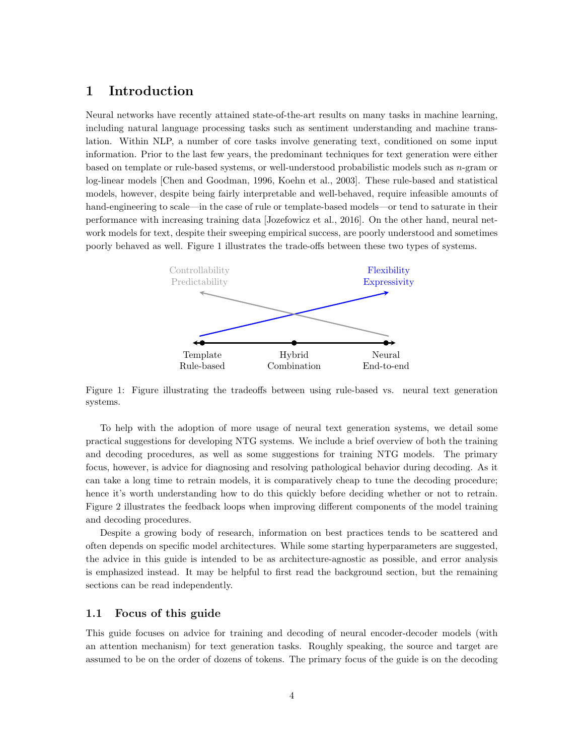# 1 Introduction

Neural networks have recently attained state-of-the-art results on many tasks in machine learning, including natural language processing tasks such as sentiment understanding and machine translation. Within NLP, a number of core tasks involve generating text, conditioned on some input information. Prior to the last few years, the predominant techniques for text generation were either based on template or rule-based systems, or well-understood probabilistic models such as $n$-gram or log-linear models [Chen and Goodman, 1996, Koehn et al., 2003]. These rule-based and statistical models, however, despite being fairly interpretable and well-behaved, require infeasible amounts of hand-engineering to scale—in the case of rule or template-based models—or tend to saturate in their performance with increasing training data [Jozefowicz et al., 2016]. On the other hand, neural network models for text, despite their sweeping empirical success, are poorly understood and sometimes poorly behaved as well. Figure 1 illustrates the trade-offs between these two types of systems.

Controllability
Predictability

Flexibility
Expressivity

Template
Rule-based

Hybrid
Combination

Neural
End-to-end

Figure 1: Figure illustrating the tradeoffs between using rule-based vs. neural text generation systems.

To help with the adoption of more usage of neural text generation systems, we detail some practical suggestions for developing NTG systems. We include a brief overview of both the training and decoding procedures, as well as some suggestions for training NTG models. The primary focus, however, is advice for diagnosing and resolving pathological behavior during decoding. As it can take a long time to retrain models, it is comparatively cheap to tune the decoding procedure; hence it's worth understanding how to do this quickly before deciding whether or not to retrain. Figure 2 illustrates the feedback loops when improving different components of the model training and decoding procedures.

Despite a growing body of research, information on best practices tends to be scattered and often depends on specific model architectures. While some starting hyperparameters are suggested, the advice in this guide is intended to be as architecture-agnostic as possible, and error analysis is emphasized instead. It may be helpful to first read the background section, but the remaining sections can be read independently.

## 1.1 Focus of this guide

This guide focuses on advice for training and decoding of neural encoder-decoder models (with an attention mechanism) for text generation tasks. Roughly speaking, the source and target are assumed to be on the order of dozens of tokens. The primary focus of the guide is on the decoding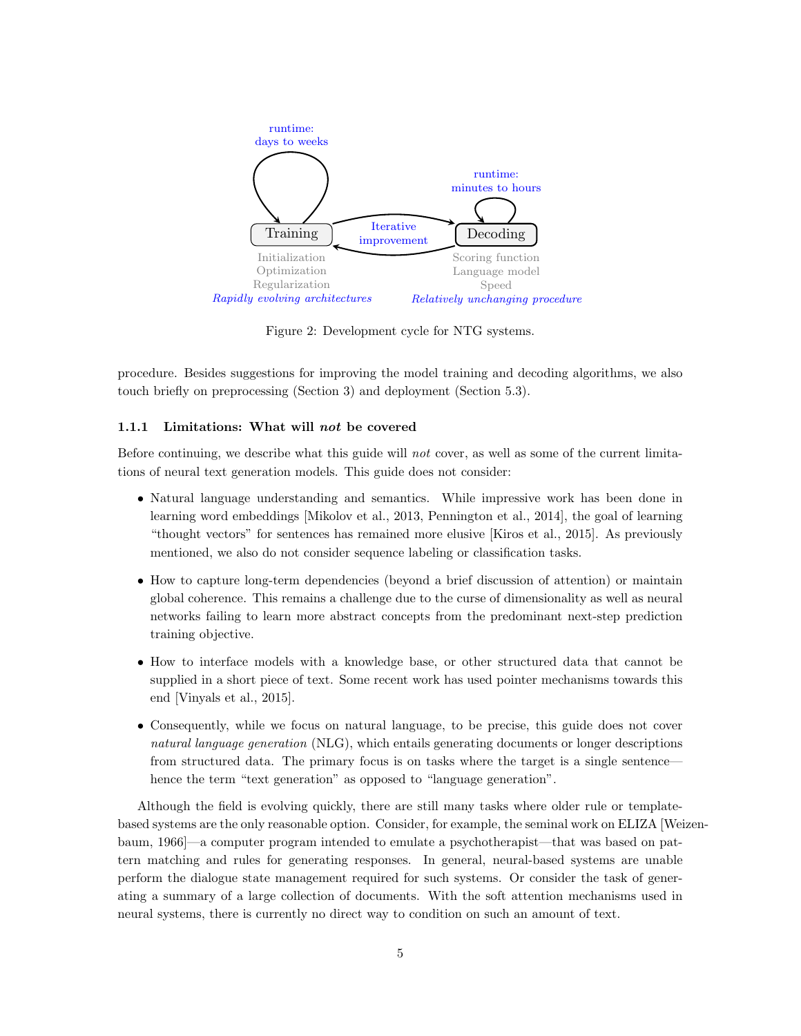runtime:
days to weeks

runtime:
minutes to hours

Training

Iterative
improvement

Decoding

Initialization
Optimization
Regularization
*Rapidly evolving architectures*

Scoring function
Language model
Speed
*Relatively unchanging procedure*

Figure 2: Development cycle for NTG systems.

procedure. Besides suggestions for improving the model training and decoding algorithms, we also touch briefly on preprocessing (Section 3) and deployment (Section 5.3).

#### 1.1.1 Limitations: What will *not* be covered

Before continuing, we describe what this guide will *not* cover, as well as some of the current limitations of neural text generation models. This guide does not consider:

- Natural language understanding and semantics. While impressive work has been done in learning word embeddings [Mikolov et al., 2013, Pennington et al., 2014], the goal of learning "thought vectors" for sentences has remained more elusive [Kiros et al., 2015]. As previously mentioned, we also do not consider sequence labeling or classification tasks.
- How to capture long-term dependencies (beyond a brief discussion of attention) or maintain global coherence. This remains a challenge due to the curse of dimensionality as well as neural networks failing to learn more abstract concepts from the predominant next-step prediction training objective.
- How to interface models with a knowledge base, or other structured data that cannot be supplied in a short piece of text. Some recent work has used pointer mechanisms towards this end [Vinyals et al., 2015].
- Consequently, while we focus on natural language, to be precise, this guide does not cover *natural language generation* (NLG), which entails generating documents or longer descriptions from structured data. The primary focus is on tasks where the target is a single sentence—hence the term "text generation" as opposed to "language generation".

Although the field is evolving quickly, there are still many tasks where older rule or template-based systems are the only reasonable option. Consider, for example, the seminal work on ELIZA [Weizenbaum, 1966]—a computer program intended to emulate a psychotherapist—that was based on pattern matching and rules for generating responses. In general, neural-based systems are unable perform the dialogue state management required for such systems. Or consider the task of generating a summary of a large collection of documents. With the soft attention mechanisms used in neural systems, there is currently no direct way to condition on such an amount of text.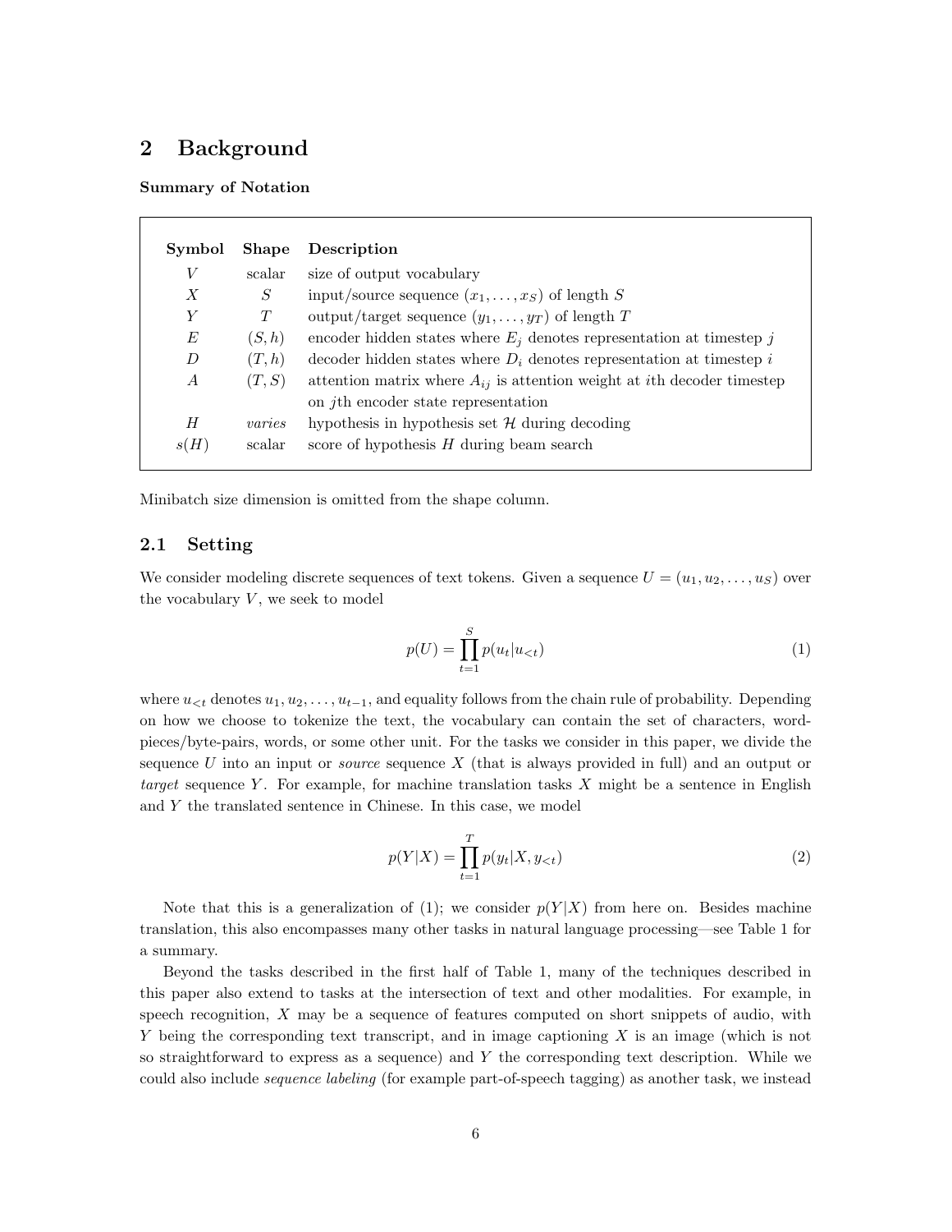## 2 Background

**Summary of Notation**

| Symbol | Shape | Description |
|---|---|---|
| $V$ | scalar | size of output vocabulary |
| $X$ | $S$ | input/source sequence $(x_1, \ldots, x_S)$ of length $S$ |
| $Y$ | $T$ | output/target sequence $(y_1, \ldots, y_T)$ of length $T$ |
| $E$ | $(S, h)$ | encoder hidden states where $E_j$ denotes representation at timestep $j$ |
| $D$ | $(T, h)$ | decoder hidden states where $D_i$ denotes representation at timestep $i$ |
| $A$ | $(T, S)$ | attention matrix where $A_{ij}$ is attention weight at $i$th decoder timestep on $j$th encoder state representation |
| $H$ | *varies* | hypothesis in hypothesis set $\mathcal{H}$ during decoding |
| $s(H)$ | scalar | score of hypothesis $H$ during beam search |

Minibatch size dimension is omitted from the shape column.

### 2.1 Setting

We consider modeling discrete sequences of text tokens. Given a sequence $U = (u_1, u_2, \ldots, u_S)$ over the vocabulary $V$, we seek to model

$$p(U) = \prod_{t=1}^{S} p(u_t | u_{<t}) \tag{1}$$

where $u_{<t}$ denotes $u_1, u_2, \ldots, u_{t-1}$, and equality follows from the chain rule of probability. Depending on how we choose to tokenize the text, the vocabulary can contain the set of characters, word-pieces/byte-pairs, words, or some other unit. For the tasks we consider in this paper, we divide the sequence $U$ into an input or *source* sequence $X$ (that is always provided in full) and an output or *target* sequence $Y$. For example, for machine translation tasks $X$ might be a sentence in English and $Y$ the translated sentence in Chinese. In this case, we model

$$p(Y|X) = \prod_{t=1}^{T} p(y_t | X, y_{<t}) \tag{2}$$

Note that this is a generalization of (1); we consider $p(Y|X)$ from here on. Besides machine translation, this also encompasses many other tasks in natural language processing—see Table 1 for a summary.

Beyond the tasks described in the first half of Table 1, many of the techniques described in this paper also extend to tasks at the intersection of text and other modalities. For example, in speech recognition, $X$ may be a sequence of features computed on short snippets of audio, with $Y$ being the corresponding text transcript, and in image captioning $X$ is an image (which is not so straightforward to express as a sequence) and $Y$ the corresponding text description. While we could also include *sequence labeling* (for example part-of-speech tagging) as another task, we instead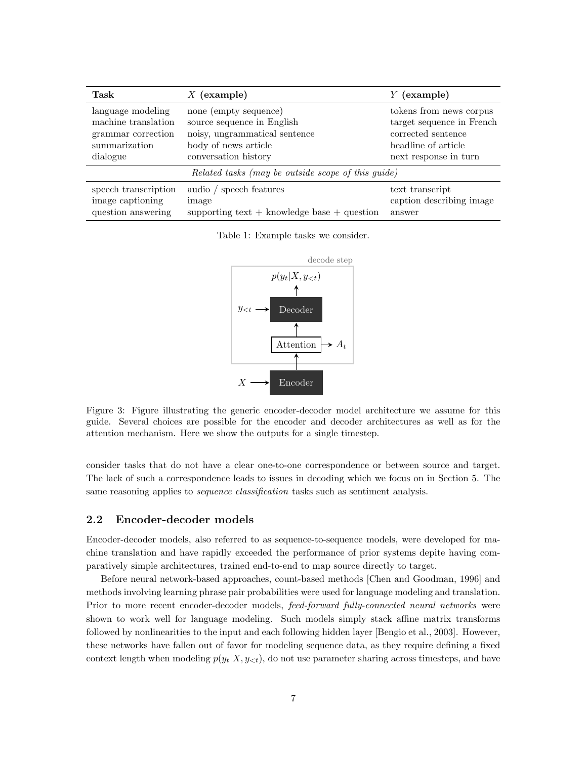| Task | $X$ (example) | $Y$ (example) |
|---|---|---|
| language modeling | none (empty sequence) | tokens from news corpus |
| machine translation | source sequence in English | target sequence in French |
| grammar correction | noisy, ungrammatical sentence | corrected sentence |
| summarization | body of news article | headline of article |
| dialogue | conversation history | next response in turn |
| *Related tasks (may be outside scope of this guide)* | | |
| speech transcription | audio / speech features | text transcript |
| image captioning | image | caption describing image |
| question answering | supporting text + knowledge base + question | answer |

Table 1: Example tasks we consider.

Figure 3: Figure illustrating the generic encoder-decoder model architecture we assume for this guide. Several choices are possible for the encoder and decoder architectures as well as for the attention mechanism. Here we show the outputs for a single timestep.

consider tasks that do not have a clear one-to-one correspondence or between source and target. The lack of such a correspondence leads to issues in decoding which we focus on in Section 5. The same reasoning applies to *sequence classification* tasks such as sentiment analysis.

## 2.2 Encoder-decoder models

Encoder-decoder models, also referred to as sequence-to-sequence models, were developed for machine translation and have rapidly exceeded the performance of prior systems depite having comparatively simple architectures, trained end-to-end to map source directly to target.

Before neural network-based approaches, count-based methods [Chen and Goodman, 1996] and methods involving learning phrase pair probabilities were used for language modeling and translation. Prior to more recent encoder-decoder models, *feed-forward fully-connected neural networks* were shown to work well for language modeling. Such models simply stack affine matrix transforms followed by nonlinearities to the input and each following hidden layer [Bengio et al., 2003]. However, these networks have fallen out of favor for modeling sequence data, as they require defining a fixed context length when modeling $p(y_t|X, y_{<t})$, do not use parameter sharing across timesteps, and have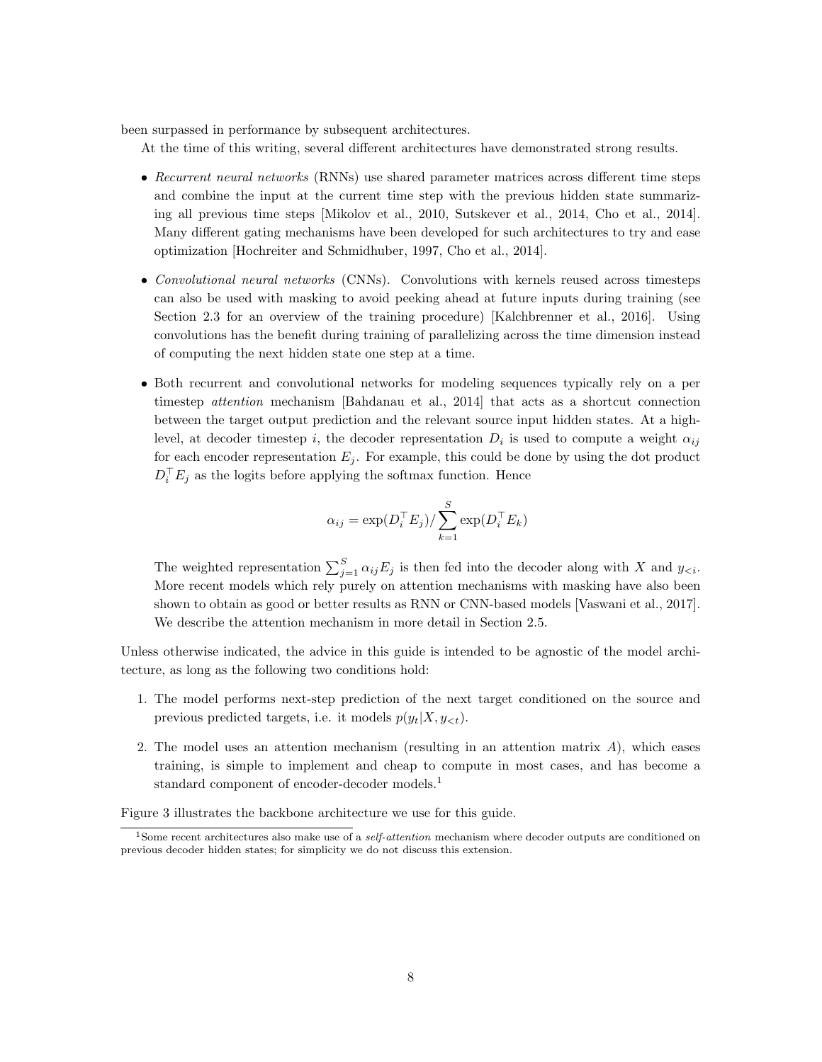been surpassed in performance by subsequent architectures.

At the time of this writing, several different architectures have demonstrated strong results.

- *Recurrent neural networks* (RNNs) use shared parameter matrices across different time steps and combine the input at the current time step with the previous hidden state summarizing all previous time steps [Mikolov et al., 2010, Sutskever et al., 2014, Cho et al., 2014]. Many different gating mechanisms have been developed for such architectures to try and ease optimization [Hochreiter and Schmidhuber, 1997, Cho et al., 2014].

- *Convolutional neural networks* (CNNs). Convolutions with kernels reused across timesteps can also be used with masking to avoid peeking ahead at future inputs during training (see Section 2.3 for an overview of the training procedure) [Kalchbrenner et al., 2016]. Using convolutions has the benefit during training of parallelizing across the time dimension instead of computing the next hidden state one step at a time.

- Both recurrent and convolutional networks for modeling sequences typically rely on a per timestep *attention* mechanism [Bahdanau et al., 2014] that acts as a shortcut connection between the target output prediction and the relevant source input hidden states. At a high-level, at decoder timestep $i$, the decoder representation $D_i$ is used to compute a weight $\alpha_{ij}$ for each encoder representation $E_j$. For example, this could be done by using the dot product $D_i^\top E_j$ as the logits before applying the softmax function. Hence

$$\alpha_{ij} = \exp(D_i^\top E_j) / \sum_{k=1}^{S} \exp(D_i^\top E_k)$$

  The weighted representation $\sum_{j=1}^{S} \alpha_{ij} E_j$ is then fed into the decoder along with $X$ and $y_{<i}$. More recent models which rely purely on attention mechanisms with masking have also been shown to obtain as good or better results as RNN or CNN-based models [Vaswani et al., 2017]. We describe the attention mechanism in more detail in Section 2.5.

Unless otherwise indicated, the advice in this guide is intended to be agnostic of the model architecture, as long as the following two conditions hold:

1. The model performs next-step prediction of the next target conditioned on the source and previous predicted targets, i.e. it models $p(y_t|X, y_{<t})$.

2. The model uses an attention mechanism (resulting in an attention matrix $A$), which eases training, is simple to implement and cheap to compute in most cases, and has become a standard component of encoder-decoder models.[1]

Figure 3 illustrates the backbone architecture we use for this guide.

[1] Some recent architectures also make use of a *self-attention* mechanism where decoder outputs are conditioned on previous decoder hidden states; for simplicity we do not discuss this extension.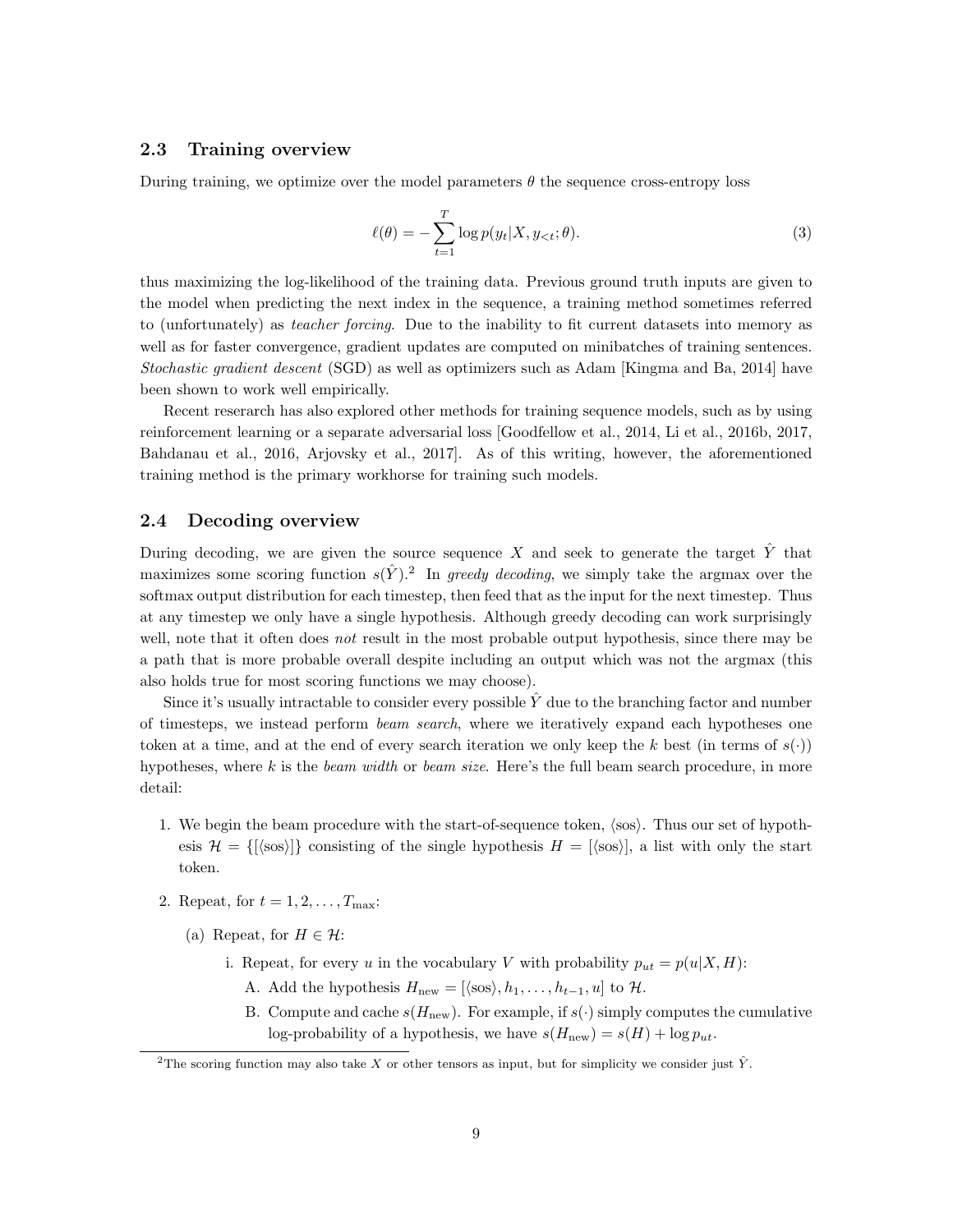### 2.3 Training overview

During training, we optimize over the model parameters $\theta$ the sequence cross-entropy loss

$$\ell(\theta) = -\sum_{t=1}^{T} \log p(y_t | X, y_{<t}; \theta). \tag{3}$$

thus maximizing the log-likelihood of the training data. Previous ground truth inputs are given to the model when predicting the next index in the sequence, a training method sometimes referred to (unfortunately) as *teacher forcing*. Due to the inability to fit current datasets into memory as well as for faster convergence, gradient updates are computed on minibatches of training sentences. *Stochastic gradient descent* (SGD) as well as optimizers such as Adam [Kingma and Ba, 2014] have been shown to work well empirically.

Recent reserarch has also explored other methods for training sequence models, such as by using reinforcement learning or a separate adversarial loss [Goodfellow et al., 2014, Li et al., 2016b, 2017, Bahdanau et al., 2016, Arjovsky et al., 2017]. As of this writing, however, the aforementioned training method is the primary workhorse for training such models.

### 2.4 Decoding overview

During decoding, we are given the source sequence $X$ and seek to generate the target $\hat{Y}$ that maximizes some scoring function $s(\hat{Y})$.[2] In *greedy decoding*, we simply take the argmax over the softmax output distribution for each timestep, then feed that as the input for the next timestep. Thus at any timestep we only have a single hypothesis. Although greedy decoding can work surprisingly well, note that it often does *not* result in the most probable output hypothesis, since there may be a path that is more probable overall despite including an output which was not the argmax (this also holds true for most scoring functions we may choose).

Since it's usually intractable to consider every possible $\hat{Y}$ due to the branching factor and number of timesteps, we instead perform *beam search*, where we iteratively expand each hypotheses one token at a time, and at the end of every search iteration we only keep the $k$ best (in terms of $s(\cdot)$) hypotheses, where $k$ is the *beam width* or *beam size*. Here's the full beam search procedure, in more detail:

1. We begin the beam procedure with the start-of-sequence token, $\langle \text{sos} \rangle$. Thus our set of hypothesis $\mathcal{H} = \{[\langle \text{sos} \rangle]\}$ consisting of the single hypothesis $H = [\langle \text{sos} \rangle]$, a list with only the start token.
2. Repeat, for $t = 1, 2, \ldots, T_{\max}$:
   (a) Repeat, for $H \in \mathcal{H}$:
      i. Repeat, for every $u$ in the vocabulary $V$ with probability $p_{ut} = p(u|X, H)$:
         A. Add the hypothesis $H_{\text{new}} = [\langle \text{sos} \rangle, h_1, \ldots, h_{t-1}, u]$ to $\mathcal{H}$.
         B. Compute and cache $s(H_{\text{new}})$. For example, if $s(\cdot)$ simply computes the cumulative log-probability of a hypothesis, we have $s(H_{\text{new}}) = s(H) + \log p_{ut}$.

[2] The scoring function may also take $X$ or other tensors as input, but for simplicity we consider just $\hat{Y}$.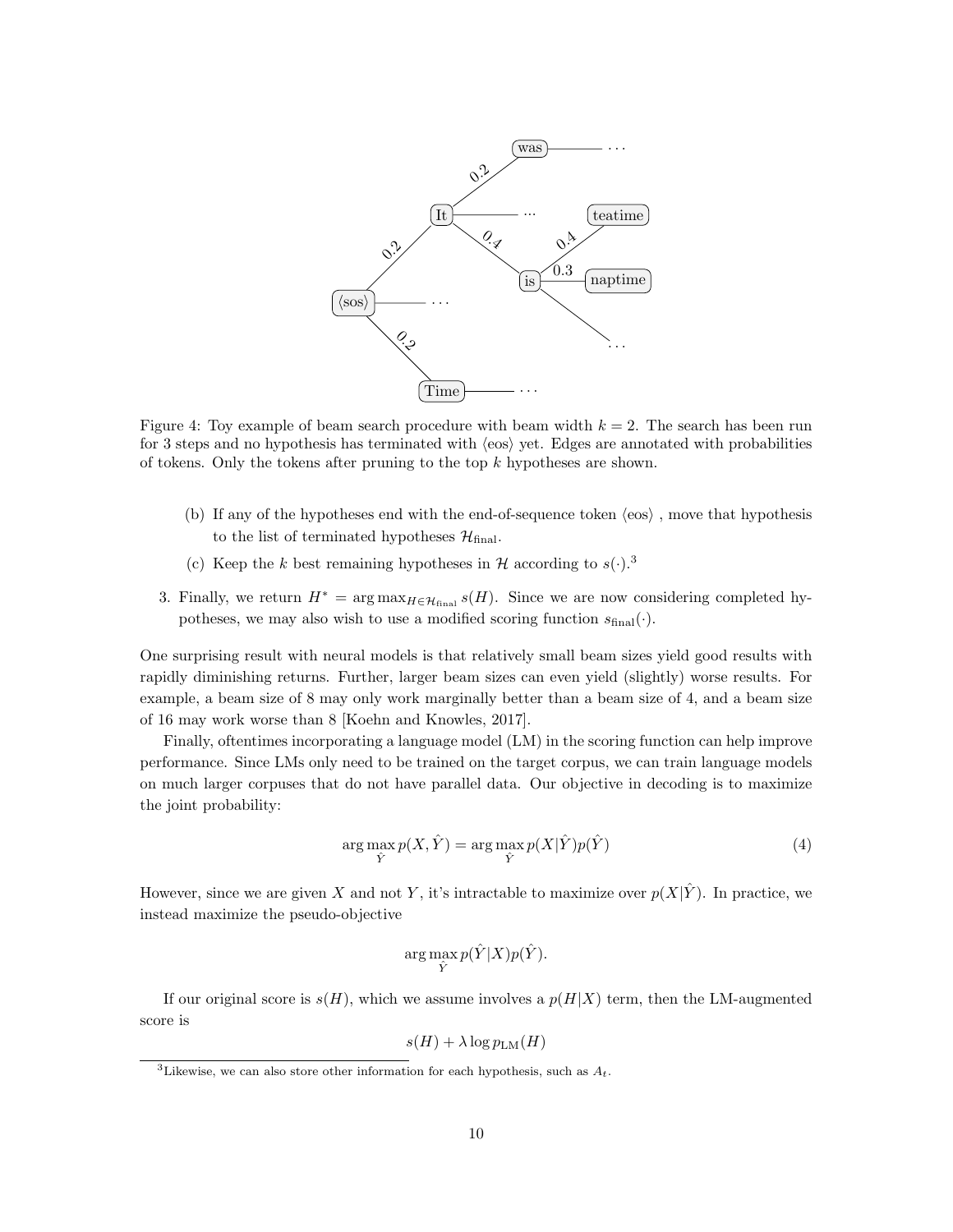Figure 4: Toy example of beam search procedure with beam width $k = 2$. The search has been run for 3 steps and no hypothesis has terminated with ⟨eos⟩ yet. Edges are annotated with probabilities of tokens. Only the tokens after pruning to the top $k$ hypotheses are shown.

   (b) If any of the hypotheses end with the end-of-sequence token ⟨eos⟩ , move that hypothesis to the list of terminated hypotheses $\mathcal{H}_{\text{final}}$.

   (c) Keep the $k$ best remaining hypotheses in $\mathcal{H}$ according to $s(\cdot)$.[3]

3. Finally, we return $H^* = \arg\max_{H \in \mathcal{H}_{\text{final}}} s(H)$. Since we are now considering completed hypotheses, we may also wish to use a modified scoring function $s_{\text{final}}(\cdot)$.

One surprising result with neural models is that relatively small beam sizes yield good results with rapidly diminishing returns. Further, larger beam sizes can even yield (slightly) worse results. For example, a beam size of 8 may only work marginally better than a beam size of 4, and a beam size of 16 may work worse than 8 [Koehn and Knowles, 2017].

Finally, oftentimes incorporating a language model (LM) in the scoring function can help improve performance. Since LMs only need to be trained on the target corpus, we can train language models on much larger corpuses that do not have parallel data. Our objective in decoding is to maximize the joint probability:

$$\arg\max_{\hat{Y}} p(X, \hat{Y}) = \arg\max_{\hat{Y}} p(X|\hat{Y})p(\hat{Y}) \tag{4}$$

However, since we are given $X$ and not $Y$, it's intractable to maximize over $p(X|\hat{Y})$. In practice, we instead maximize the pseudo-objective

$$\arg\max_{\hat{Y}} p(\hat{Y}|X)p(\hat{Y}).$$

If our original score is $s(H)$, which we assume involves a $p(H|X)$ term, then the LM-augmented score is

$$s(H) + \lambda \log p_{\text{LM}}(H)$$

[3] Likewise, we can also store other information for each hypothesis, such as $A_t$.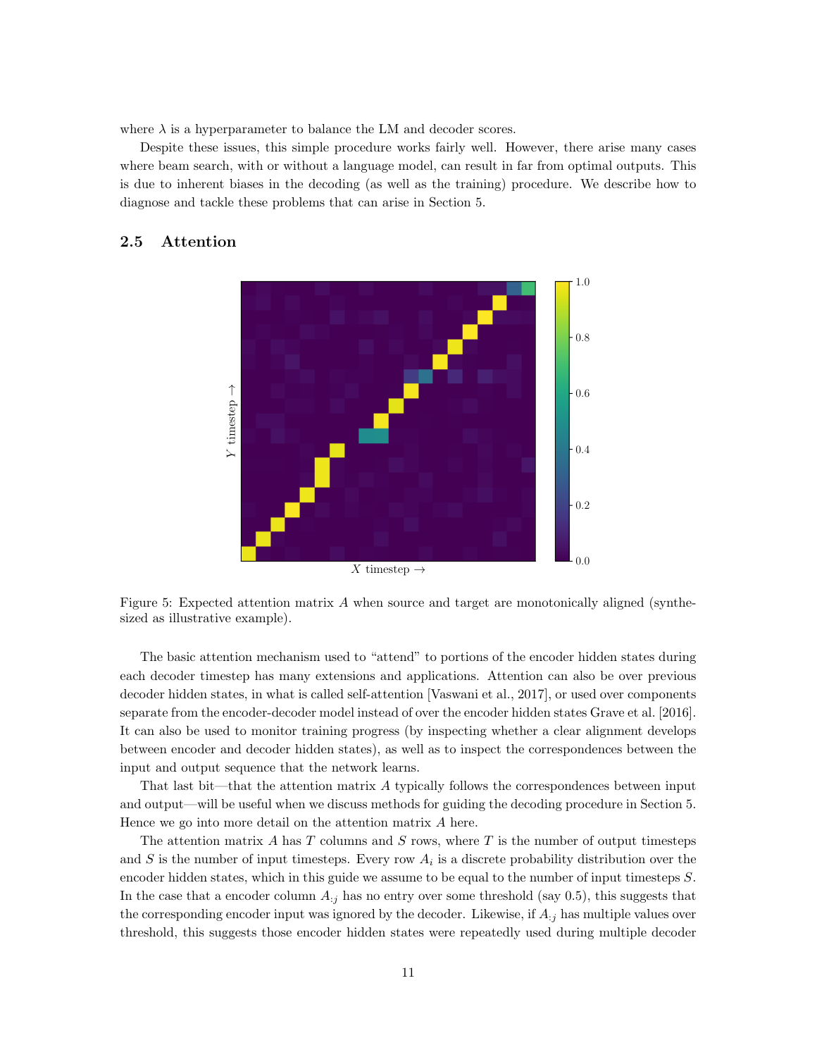where $\lambda$ is a hyperparameter to balance the LM and decoder scores.

Despite these issues, this simple procedure works fairly well. However, there arise many cases where beam search, with or without a language model, can result in far from optimal outputs. This is due to inherent biases in the decoding (as well as the training) procedure. We describe how to diagnose and tackle these problems that can arise in Section 5.

## 2.5 Attention

Figure 5: Expected attention matrix $A$ when source and target are monotonically aligned (synthesized as illustrative example).

The basic attention mechanism used to "attend" to portions of the encoder hidden states during each decoder timestep has many extensions and applications. Attention can also be over previous decoder hidden states, in what is called self-attention [Vaswani et al., 2017], or used over components separate from the encoder-decoder model instead of over the encoder hidden states Grave et al. [2016]. It can also be used to monitor training progress (by inspecting whether a clear alignment develops between encoder and decoder hidden states), as well as to inspect the correspondences between the input and output sequence that the network learns.

That last bit—that the attention matrix $A$ typically follows the correspondences between input and output—will be useful when we discuss methods for guiding the decoding procedure in Section 5. Hence we go into more detail on the attention matrix $A$ here.

The attention matrix $A$ has $T$ columns and $S$ rows, where $T$ is the number of output timesteps and $S$ is the number of input timesteps. Every row $A_i$ is a discrete probability distribution over the encoder hidden states, which in this guide we assume to be equal to the number of input timesteps $S$. In the case that a encoder column $A_{:j}$ has no entry over some threshold (say 0.5), this suggests that the corresponding encoder input was ignored by the decoder. Likewise, if $A_{:j}$ has multiple values over threshold, this suggests those encoder hidden states were repeatedly used during multiple decoder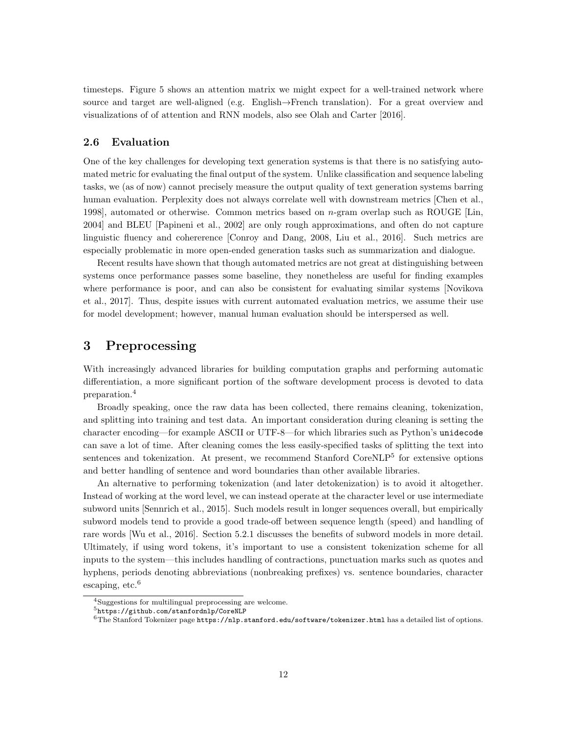timesteps. Figure 5 shows an attention matrix we might expect for a well-trained network where source and target are well-aligned (e.g. English→French translation). For a great overview and visualizations of of attention and RNN models, also see Olah and Carter [2016].

### 2.6 Evaluation

One of the key challenges for developing text generation systems is that there is no satisfying automated metric for evaluating the final output of the system. Unlike classification and sequence labeling tasks, we (as of now) cannot precisely measure the output quality of text generation systems barring human evaluation. Perplexity does not always correlate well with downstream metrics [Chen et al., 1998], automated or otherwise. Common metrics based on $n$-gram overlap such as ROUGE [Lin, 2004] and BLEU [Papineni et al., 2002] are only rough approximations, and often do not capture linguistic fluency and cohererence [Conroy and Dang, 2008, Liu et al., 2016]. Such metrics are especially problematic in more open-ended generation tasks such as summarization and dialogue.

Recent results have shown that though automated metrics are not great at distinguishing between systems once performance passes some baseline, they nonetheless are useful for finding examples where performance is poor, and can also be consistent for evaluating similar systems [Novikova et al., 2017]. Thus, despite issues with current automated evaluation metrics, we assume their use for model development; however, manual human evaluation should be interspersed as well.

## 3 Preprocessing

With increasingly advanced libraries for building computation graphs and performing automatic differentiation, a more significant portion of the software development process is devoted to data preparation.[4]

Broadly speaking, once the raw data has been collected, there remains cleaning, tokenization, and splitting into training and test data. An important consideration during cleaning is setting the character encoding—for example ASCII or UTF-8—for which libraries such as Python's `unidecode` can save a lot of time. After cleaning comes the less easily-specified tasks of splitting the text into sentences and tokenization. At present, we recommend Stanford CoreNLP[5] for extensive options and better handling of sentence and word boundaries than other available libraries.

An alternative to performing tokenization (and later detokenization) is to avoid it altogether. Instead of working at the word level, we can instead operate at the character level or use intermediate subword units [Sennrich et al., 2015]. Such models result in longer sequences overall, but empirically subword models tend to provide a good trade-off between sequence length (speed) and handling of rare words [Wu et al., 2016]. Section 5.2.1 discusses the benefits of subword models in more detail. Ultimately, if using word tokens, it's important to use a consistent tokenization scheme for all inputs to the system—this includes handling of contractions, punctuation marks such as quotes and hyphens, periods denoting abbreviations (nonbreaking prefixes) vs. sentence boundaries, character escaping, etc.[6]

---

[4] Suggestions for multilingual preprocessing are welcome.

[5] `https://github.com/stanfordnlp/CoreNLP`

[6] The Stanford Tokenizer page `https://nlp.stanford.edu/software/tokenizer.html` has a detailed list of options.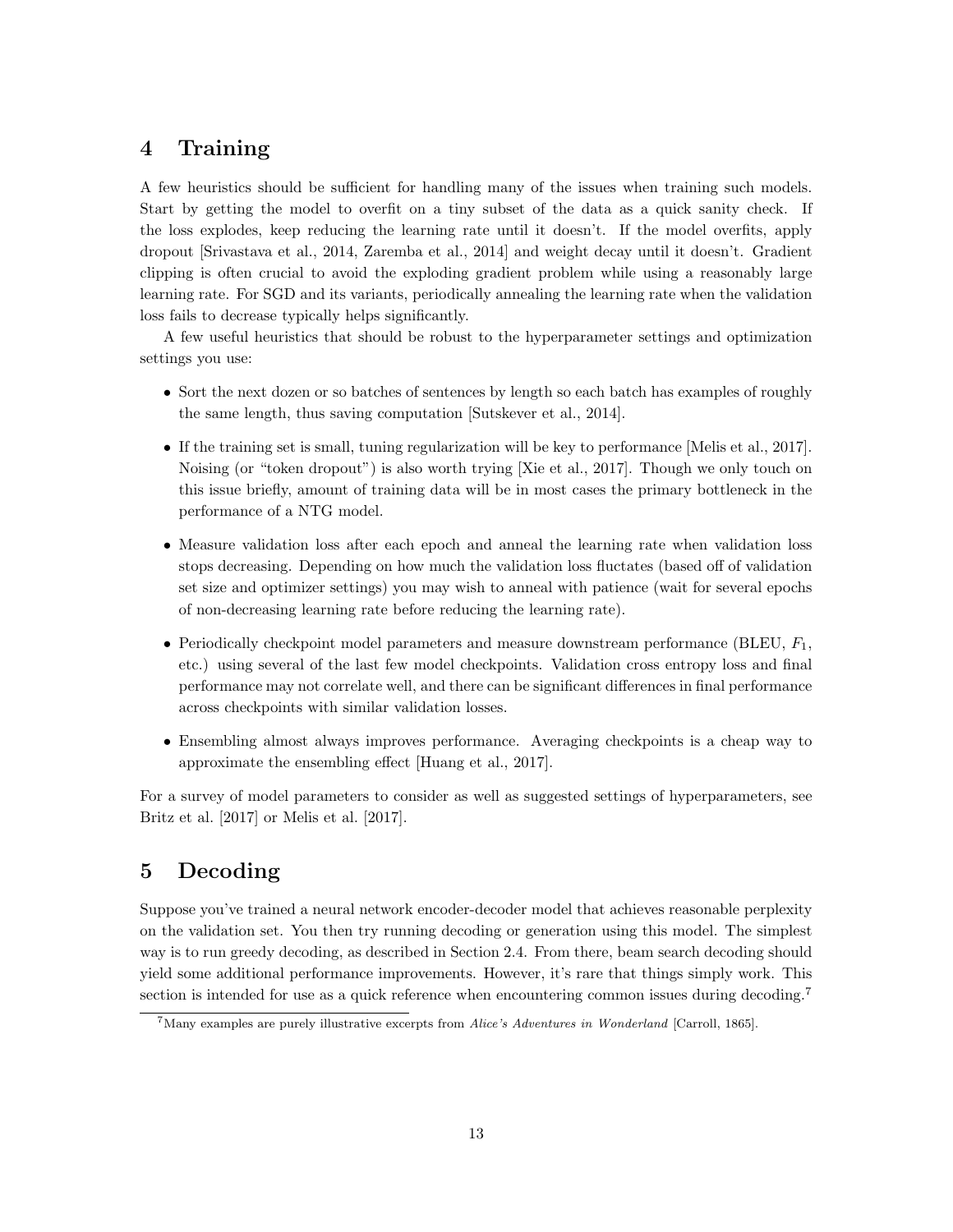## 4 Training

A few heuristics should be sufficient for handling many of the issues when training such models. Start by getting the model to overfit on a tiny subset of the data as a quick sanity check. If the loss explodes, keep reducing the learning rate until it doesn't. If the model overfits, apply dropout [Srivastava et al., 2014, Zaremba et al., 2014] and weight decay until it doesn't. Gradient clipping is often crucial to avoid the exploding gradient problem while using a reasonably large learning rate. For SGD and its variants, periodically annealing the learning rate when the validation loss fails to decrease typically helps significantly.

A few useful heuristics that should be robust to the hyperparameter settings and optimization settings you use:

- Sort the next dozen or so batches of sentences by length so each batch has examples of roughly the same length, thus saving computation [Sutskever et al., 2014].
- If the training set is small, tuning regularization will be key to performance [Melis et al., 2017]. Noising (or "token dropout") is also worth trying [Xie et al., 2017]. Though we only touch on this issue briefly, amount of training data will be in most cases the primary bottleneck in the performance of a NTG model.
- Measure validation loss after each epoch and anneal the learning rate when validation loss stops decreasing. Depending on how much the validation loss fluctates (based off of validation set size and optimizer settings) you may wish to anneal with patience (wait for several epochs of non-decreasing learning rate before reducing the learning rate).
- Periodically checkpoint model parameters and measure downstream performance (BLEU, $F_1$, etc.) using several of the last few model checkpoints. Validation cross entropy loss and final performance may not correlate well, and there can be significant differences in final performance across checkpoints with similar validation losses.
- Ensembling almost always improves performance. Averaging checkpoints is a cheap way to approximate the ensembling effect [Huang et al., 2017].

For a survey of model parameters to consider as well as suggested settings of hyperparameters, see Britz et al. [2017] or Melis et al. [2017].

## 5 Decoding

Suppose you've trained a neural network encoder-decoder model that achieves reasonable perplexity on the validation set. You then try running decoding or generation using this model. The simplest way is to run greedy decoding, as described in Section 2.4. From there, beam search decoding should yield some additional performance improvements. However, it's rare that things simply work. This section is intended for use as a quick reference when encountering common issues during decoding.[7]

[7] Many examples are purely illustrative excerpts from *Alice's Adventures in Wonderland* [Carroll, 1865].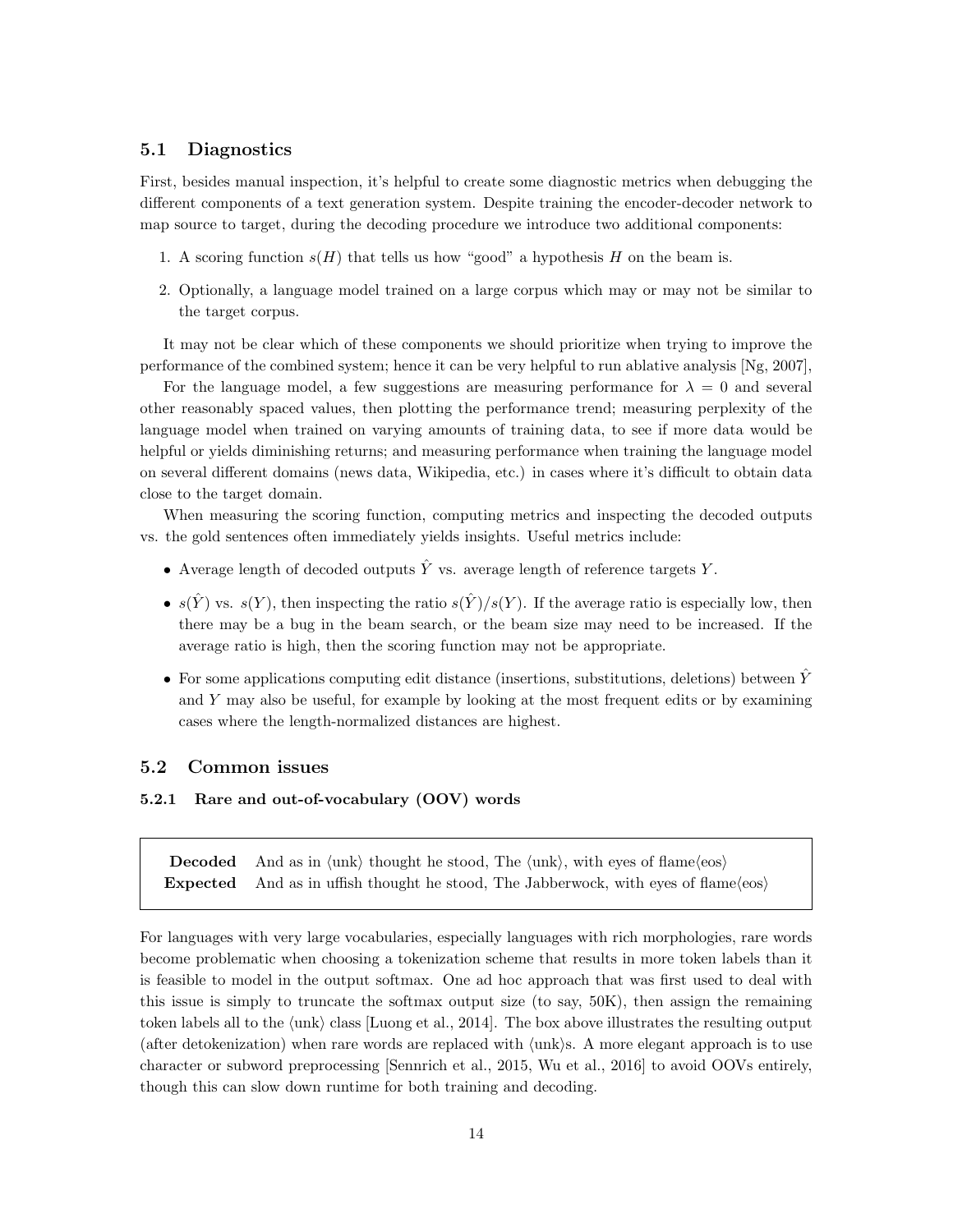### 5.1 Diagnostics

First, besides manual inspection, it's helpful to create some diagnostic metrics when debugging the different components of a text generation system. Despite training the encoder-decoder network to map source to target, during the decoding procedure we introduce two additional components:

1. A scoring function $s(H)$ that tells us how "good" a hypothesis $H$ on the beam is.
2. Optionally, a language model trained on a large corpus which may or may not be similar to the target corpus.

It may not be clear which of these components we should prioritize when trying to improve the performance of the combined system; hence it can be very helpful to run ablative analysis [Ng, 2007],

For the language model, a few suggestions are measuring performance for $\lambda = 0$ and several other reasonably spaced values, then plotting the performance trend; measuring perplexity of the language model when trained on varying amounts of training data, to see if more data would be helpful or yields diminishing returns; and measuring performance when training the language model on several different domains (news data, Wikipedia, etc.) in cases where it's difficult to obtain data close to the target domain.

When measuring the scoring function, computing metrics and inspecting the decoded outputs vs. the gold sentences often immediately yields insights. Useful metrics include:

- Average length of decoded outputs $\hat{Y}$ vs. average length of reference targets $Y$.
- $s(\hat{Y})$ vs. $s(Y)$, then inspecting the ratio $s(\hat{Y})/s(Y)$. If the average ratio is especially low, then there may be a bug in the beam search, or the beam size may need to be increased. If the average ratio is high, then the scoring function may not be appropriate.
- For some applications computing edit distance (insertions, substitutions, deletions) between $\hat{Y}$ and $Y$ may also be useful, for example by looking at the most frequent edits or by examining cases where the length-normalized distances are highest.

### 5.2 Common issues

#### 5.2.1 Rare and out-of-vocabulary (OOV) words

| | |
|---|---|
| **Decoded** | And as in ⟨unk⟩ thought he stood, The ⟨unk⟩, with eyes of flame⟨eos⟩ |
| **Expected** | And as in uffish thought he stood, The Jabberwock, with eyes of flame⟨eos⟩ |

For languages with very large vocabularies, especially languages with rich morphologies, rare words become problematic when choosing a tokenization scheme that results in more token labels than it is feasible to model in the output softmax. One ad hoc approach that was first used to deal with this issue is simply to truncate the softmax output size (to say, 50K), then assign the remaining token labels all to the ⟨unk⟩ class [Luong et al., 2014]. The box above illustrates the resulting output (after detokenization) when rare words are replaced with ⟨unk⟩s. A more elegant approach is to use character or subword preprocessing [Sennrich et al., 2015, Wu et al., 2016] to avoid OOVs entirely, though this can slow down runtime for both training and decoding.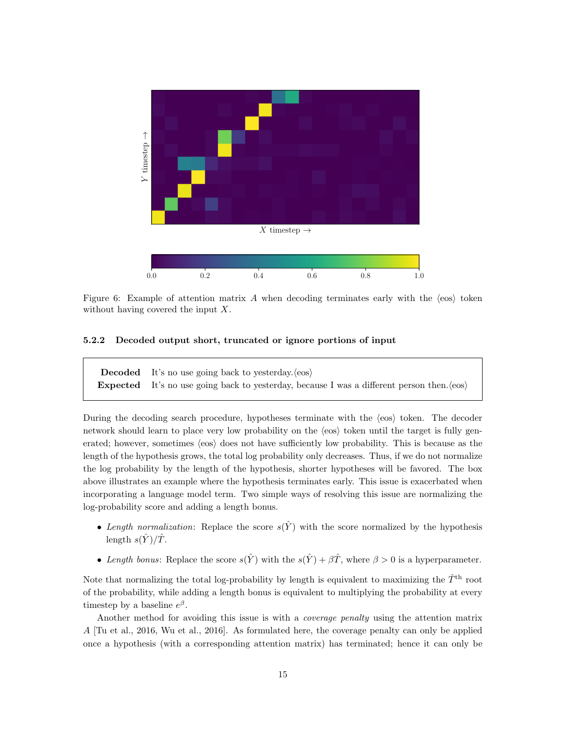Figure 6: Example of attention matrix $A$ when decoding terminates early with the $\langle$eos$\rangle$ token without having covered the input $X$.

#### 5.2.2 Decoded output short, truncated or ignore portions of input

| | |
|---|---|
| **Decoded** | It's no use going back to yesterday.$\langle$eos$\rangle$ |
| **Expected** | It's no use going back to yesterday, because I was a different person then.$\langle$eos$\rangle$ |

During the decoding search procedure, hypotheses terminate with the $\langle$eos$\rangle$ token. The decoder network should learn to place very low probability on the $\langle$eos$\rangle$ token until the target is fully generated; however, sometimes $\langle$eos$\rangle$ does not have sufficiently low probability. This is because as the length of the hypothesis grows, the total log probability only decreases. Thus, if we do not normalize the log probability by the length of the hypothesis, shorter hypotheses will be favored. The box above illustrates an example where the hypothesis terminates early. This issue is exacerbated when incorporating a language model term. Two simple ways of resolving this issue are normalizing the log-probability score and adding a length bonus.

- *Length normalization*: Replace the score $s(\hat{Y})$ with the score normalized by the hypothesis length $s(\hat{Y})/\hat{T}$.
- *Length bonus*: Replace the score $s(\hat{Y})$ with the $s(\hat{Y}) + \beta\hat{T}$, where $\beta > 0$ is a hyperparameter.

Note that normalizing the total log-probability by length is equivalent to maximizing the $\hat{T}^{\text{th}}$ root of the probability, while adding a length bonus is equivalent to multiplying the probability at every timestep by a baseline $e^{\beta}$.

Another method for avoiding this issue is with a *coverage penalty* using the attention matrix $A$ [Tu et al., 2016, Wu et al., 2016]. As formulated here, the coverage penalty can only be applied once a hypothesis (with a corresponding attention matrix) has terminated; hence it can only be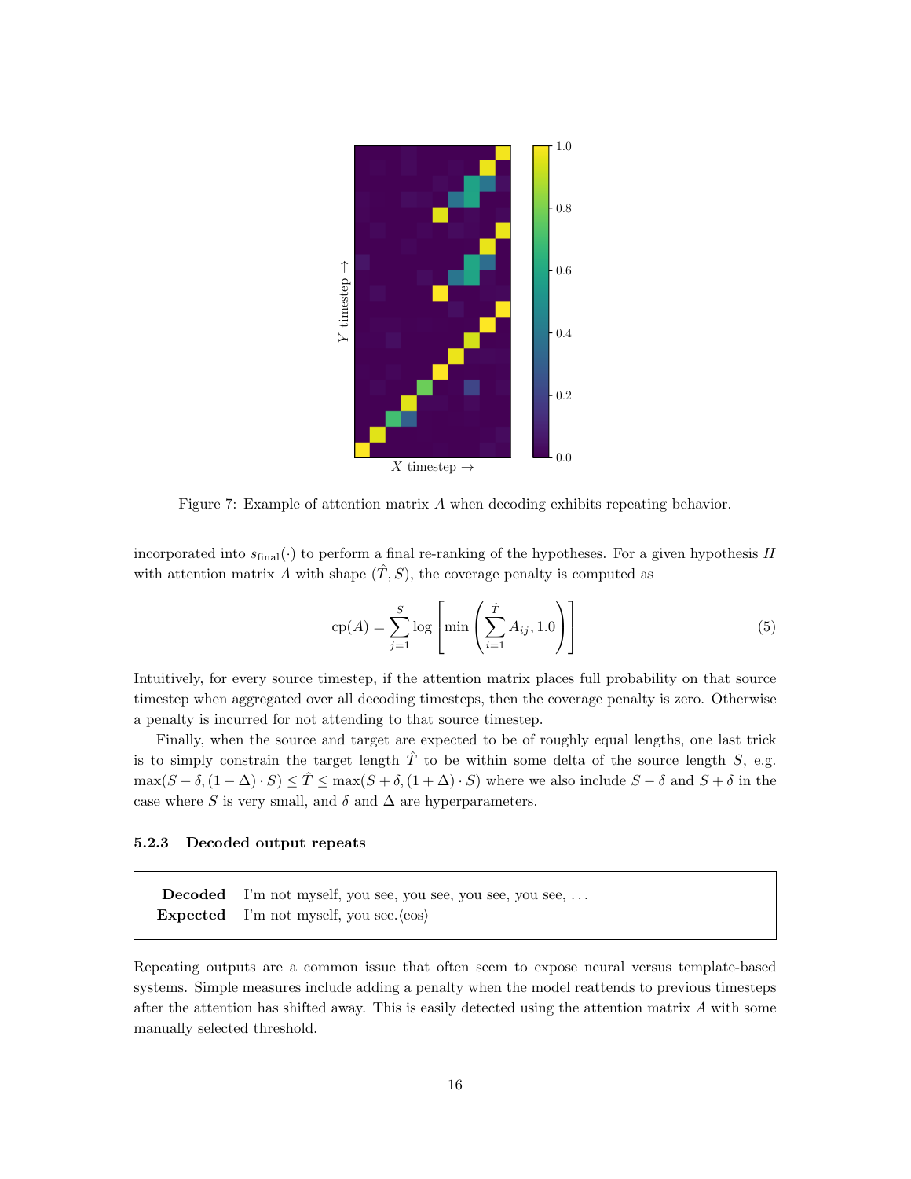Figure 7: Example of attention matrix $A$ when decoding exhibits repeating behavior.

incorporated into $s_{\text{final}}(\cdot)$ to perform a final re-ranking of the hypotheses. For a given hypothesis $H$ with attention matrix $A$ with shape $(\hat{T}, S)$, the coverage penalty is computed as

$$\text{cp}(A) = \sum_{j=1}^{S} \log \left[ \min \left( \sum_{i=1}^{\hat{T}} A_{ij}, 1.0 \right) \right] \tag{5}$$

Intuitively, for every source timestep, if the attention matrix places full probability on that source timestep when aggregated over all decoding timesteps, then the coverage penalty is zero. Otherwise a penalty is incurred for not attending to that source timestep.

Finally, when the source and target are expected to be of roughly equal lengths, one last trick is to simply constrain the target length $\hat{T}$ to be within some delta of the source length $S$, e.g. $\max(S - \delta, (1 - \Delta) \cdot S) \leq \hat{T} \leq \max(S + \delta, (1 + \Delta) \cdot S)$ where we also include $S - \delta$ and $S + \delta$ in the case where $S$ is very small, and $\delta$ and $\Delta$ are hyperparameters.

### 5.2.3 Decoded output repeats

| | |
|---|---|
| **Decoded** | I'm not myself, you see, you see, you see, you see, ... |
| **Expected** | I'm not myself, you see.⟨eos⟩ |

Repeating outputs are a common issue that often seem to expose neural versus template-based systems. Simple measures include adding a penalty when the model reattends to previous timesteps after the attention has shifted away. This is easily detected using the attention matrix $A$ with some manually selected threshold.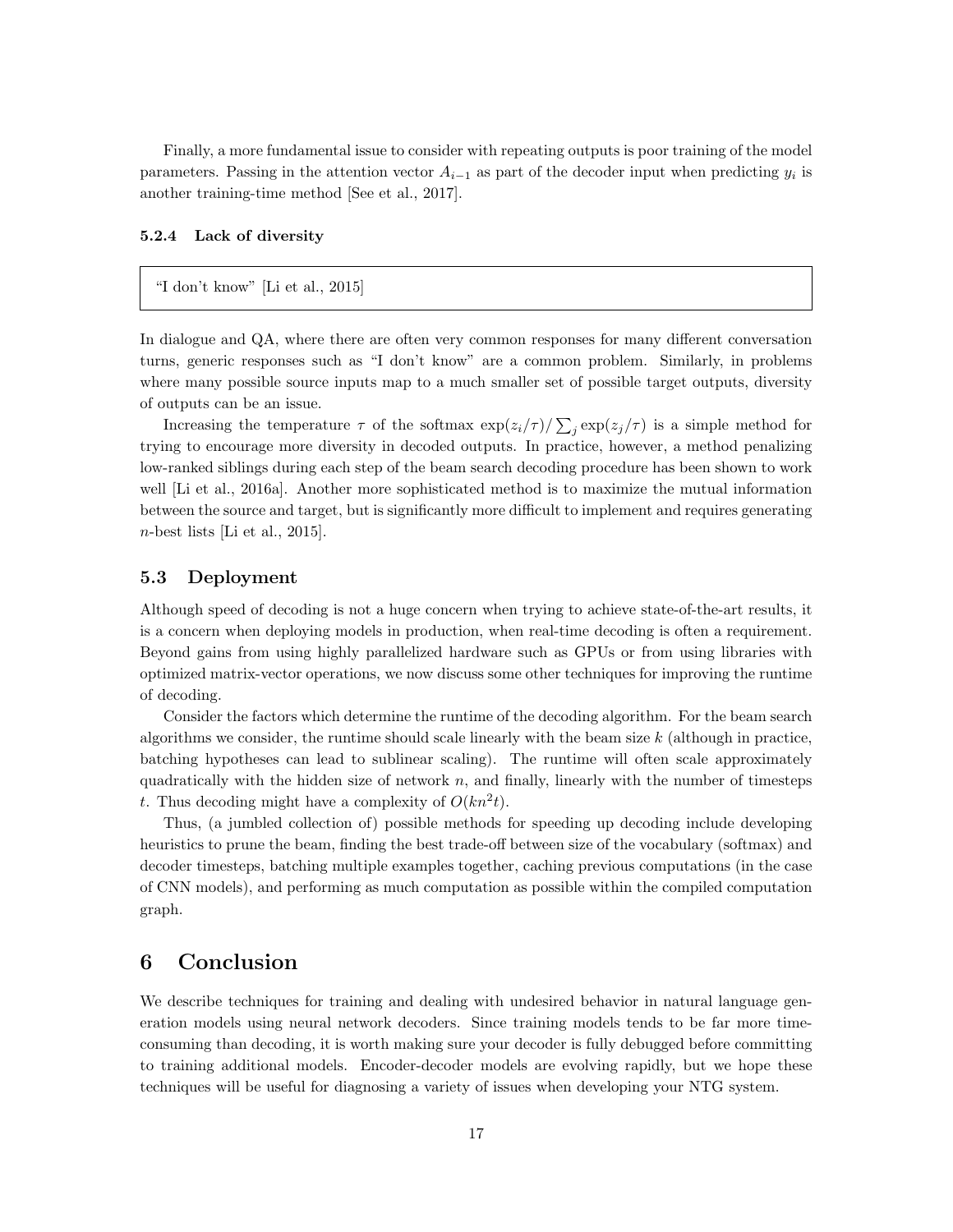Finally, a more fundamental issue to consider with repeating outputs is poor training of the model parameters. Passing in the attention vector $A_{i-1}$ as part of the decoder input when predicting $y_i$ is another training-time method [See et al., 2017].

#### 5.2.4 Lack of diversity

> "I don't know" [Li et al., 2015]

In dialogue and QA, where there are often very common responses for many different conversation turns, generic responses such as "I don't know" are a common problem. Similarly, in problems where many possible source inputs map to a much smaller set of possible target outputs, diversity of outputs can be an issue.

Increasing the temperature $\tau$ of the softmax $\exp(z_i/\tau)/\sum_j \exp(z_j/\tau)$ is a simple method for trying to encourage more diversity in decoded outputs. In practice, however, a method penalizing low-ranked siblings during each step of the beam search decoding procedure has been shown to work well [Li et al., 2016a]. Another more sophisticated method is to maximize the mutual information between the source and target, but is significantly more difficult to implement and requires generating $n$-best lists [Li et al., 2015].

### 5.3 Deployment

Although speed of decoding is not a huge concern when trying to achieve state-of-the-art results, it is a concern when deploying models in production, when real-time decoding is often a requirement. Beyond gains from using highly parallelized hardware such as GPUs or from using libraries with optimized matrix-vector operations, we now discuss some other techniques for improving the runtime of decoding.

Consider the factors which determine the runtime of the decoding algorithm. For the beam search algorithms we consider, the runtime should scale linearly with the beam size $k$ (although in practice, batching hypotheses can lead to sublinear scaling). The runtime will often scale approximately quadratically with the hidden size of network $n$, and finally, linearly with the number of timesteps $t$. Thus decoding might have a complexity of $O(kn^2t)$.

Thus, (a jumbled collection of) possible methods for speeding up decoding include developing heuristics to prune the beam, finding the best trade-off between size of the vocabulary (softmax) and decoder timesteps, batching multiple examples together, caching previous computations (in the case of CNN models), and performing as much computation as possible within the compiled computation graph.

## 6 Conclusion

We describe techniques for training and dealing with undesired behavior in natural language generation models using neural network decoders. Since training models tends to be far more time-consuming than decoding, it is worth making sure your decoder is fully debugged before committing to training additional models. Encoder-decoder models are evolving rapidly, but we hope these techniques will be useful for diagnosing a variety of issues when developing your NTG system.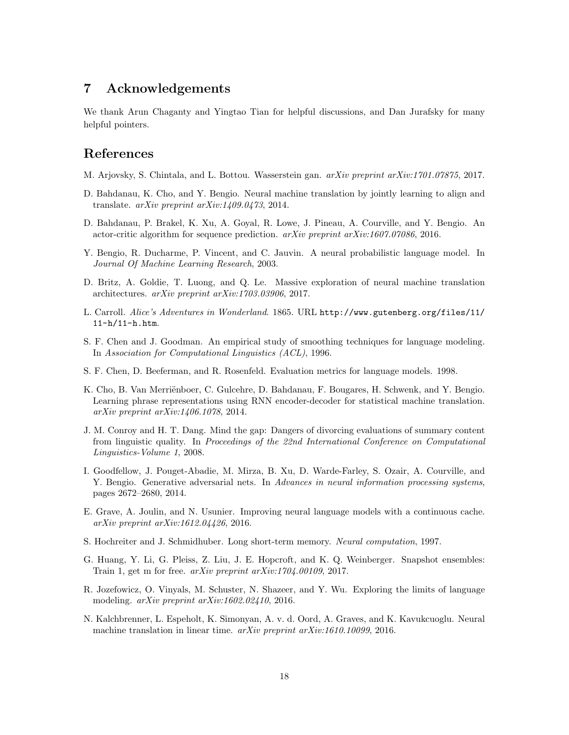## 7 Acknowledgements

We thank Arun Chaganty and Yingtao Tian for helpful discussions, and Dan Jurafsky for many helpful pointers.

## References

M. Arjovsky, S. Chintala, and L. Bottou. Wasserstein gan. *arXiv preprint arXiv:1701.07875*, 2017.

D. Bahdanau, K. Cho, and Y. Bengio. Neural machine translation by jointly learning to align and translate. *arXiv preprint arXiv:1409.0473*, 2014.

D. Bahdanau, P. Brakel, K. Xu, A. Goyal, R. Lowe, J. Pineau, A. Courville, and Y. Bengio. An actor-critic algorithm for sequence prediction. *arXiv preprint arXiv:1607.07086*, 2016.

Y. Bengio, R. Ducharme, P. Vincent, and C. Jauvin. A neural probabilistic language model. In *Journal Of Machine Learning Research*, 2003.

D. Britz, A. Goldie, T. Luong, and Q. Le. Massive exploration of neural machine translation architectures. *arXiv preprint arXiv:1703.03906*, 2017.

L. Carroll. *Alice's Adventures in Wonderland*. 1865. URL `http://www.gutenberg.org/files/11/11-h/11-h.htm`.

S. F. Chen and J. Goodman. An empirical study of smoothing techniques for language modeling. In *Association for Computational Linguistics (ACL)*, 1996.

S. F. Chen, D. Beeferman, and R. Rosenfeld. Evaluation metrics for language models. 1998.

K. Cho, B. Van Merriënboer, C. Gulcehre, D. Bahdanau, F. Bougares, H. Schwenk, and Y. Bengio. Learning phrase representations using RNN encoder-decoder for statistical machine translation. *arXiv preprint arXiv:1406.1078*, 2014.

J. M. Conroy and H. T. Dang. Mind the gap: Dangers of divorcing evaluations of summary content from linguistic quality. In *Proceedings of the 22nd International Conference on Computational Linguistics-Volume 1*, 2008.

I. Goodfellow, J. Pouget-Abadie, M. Mirza, B. Xu, D. Warde-Farley, S. Ozair, A. Courville, and Y. Bengio. Generative adversarial nets. In *Advances in neural information processing systems*, pages 2672–2680, 2014.

E. Grave, A. Joulin, and N. Usunier. Improving neural language models with a continuous cache. *arXiv preprint arXiv:1612.04426*, 2016.

S. Hochreiter and J. Schmidhuber. Long short-term memory. *Neural computation*, 1997.

G. Huang, Y. Li, G. Pleiss, Z. Liu, J. E. Hopcroft, and K. Q. Weinberger. Snapshot ensembles: Train 1, get m for free. *arXiv preprint arXiv:1704.00109*, 2017.

R. Jozefowicz, O. Vinyals, M. Schuster, N. Shazeer, and Y. Wu. Exploring the limits of language modeling. *arXiv preprint arXiv:1602.02410*, 2016.

N. Kalchbrenner, L. Espeholt, K. Simonyan, A. v. d. Oord, A. Graves, and K. Kavukcuoglu. Neural machine translation in linear time. *arXiv preprint arXiv:1610.10099*, 2016.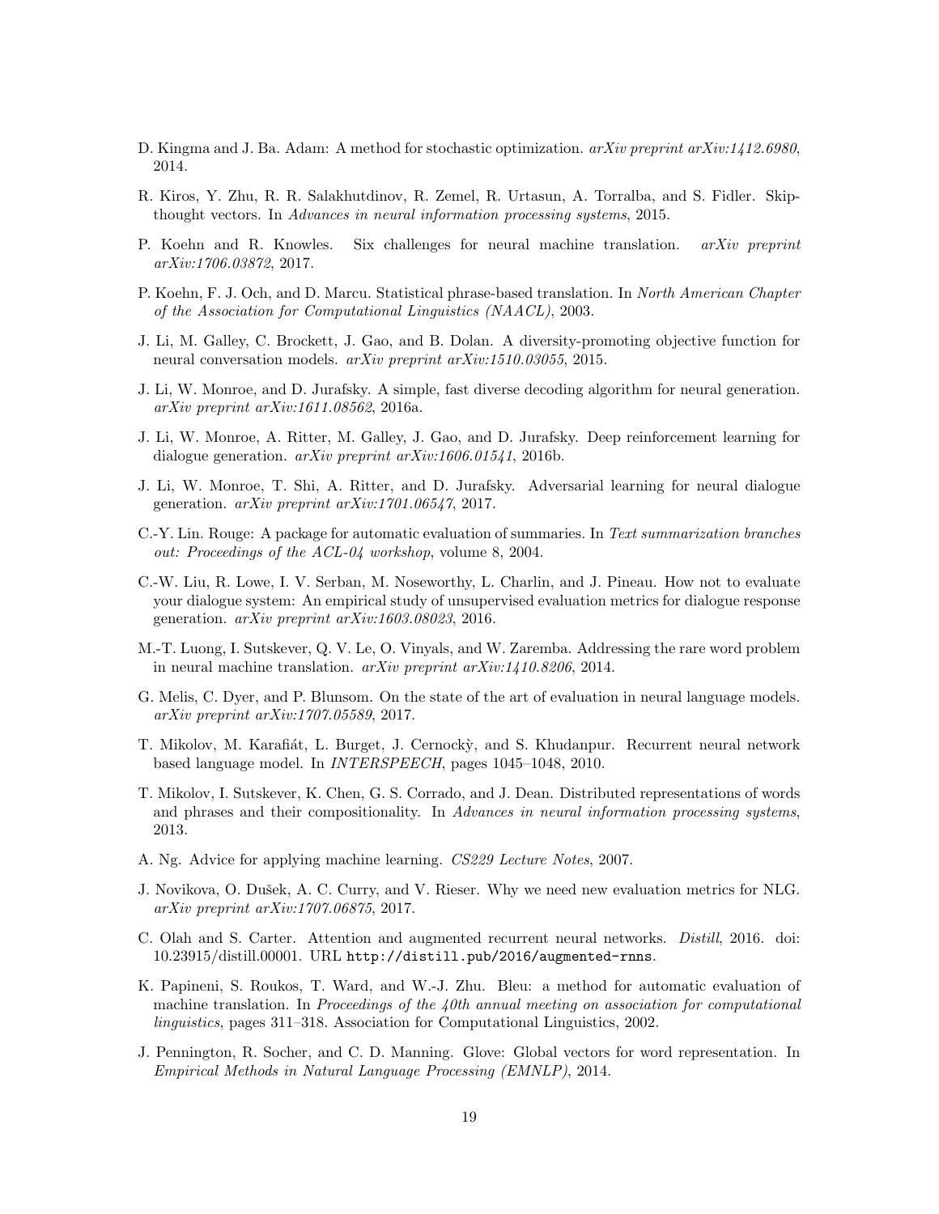D. Kingma and J. Ba. Adam: A method for stochastic optimization. *arXiv preprint arXiv:1412.6980*, 2014.

R. Kiros, Y. Zhu, R. R. Salakhutdinov, R. Zemel, R. Urtasun, A. Torralba, and S. Fidler. Skip-thought vectors. In *Advances in neural information processing systems*, 2015.

P. Koehn and R. Knowles. Six challenges for neural machine translation. *arXiv preprint arXiv:1706.03872*, 2017.

P. Koehn, F. J. Och, and D. Marcu. Statistical phrase-based translation. In *North American Chapter of the Association for Computational Linguistics (NAACL)*, 2003.

J. Li, M. Galley, C. Brockett, J. Gao, and B. Dolan. A diversity-promoting objective function for neural conversation models. *arXiv preprint arXiv:1510.03055*, 2015.

J. Li, W. Monroe, and D. Jurafsky. A simple, fast diverse decoding algorithm for neural generation. *arXiv preprint arXiv:1611.08562*, 2016a.

J. Li, W. Monroe, A. Ritter, M. Galley, J. Gao, and D. Jurafsky. Deep reinforcement learning for dialogue generation. *arXiv preprint arXiv:1606.01541*, 2016b.

J. Li, W. Monroe, T. Shi, A. Ritter, and D. Jurafsky. Adversarial learning for neural dialogue generation. *arXiv preprint arXiv:1701.06547*, 2017.

C.-Y. Lin. Rouge: A package for automatic evaluation of summaries. In *Text summarization branches out: Proceedings of the ACL-04 workshop*, volume 8, 2004.

C.-W. Liu, R. Lowe, I. V. Serban, M. Noseworthy, L. Charlin, and J. Pineau. How not to evaluate your dialogue system: An empirical study of unsupervised evaluation metrics for dialogue response generation. *arXiv preprint arXiv:1603.08023*, 2016.

M.-T. Luong, I. Sutskever, Q. V. Le, O. Vinyals, and W. Zaremba. Addressing the rare word problem in neural machine translation. *arXiv preprint arXiv:1410.8206*, 2014.

G. Melis, C. Dyer, and P. Blunsom. On the state of the art of evaluation in neural language models. *arXiv preprint arXiv:1707.05589*, 2017.

T. Mikolov, M. Karafiát, L. Burget, J. Cernockỳ, and S. Khudanpur. Recurrent neural network based language model. In *INTERSPEECH*, pages 1045–1048, 2010.

T. Mikolov, I. Sutskever, K. Chen, G. S. Corrado, and J. Dean. Distributed representations of words and phrases and their compositionality. In *Advances in neural information processing systems*, 2013.

A. Ng. Advice for applying machine learning. *CS229 Lecture Notes*, 2007.

J. Novikova, O. Dušek, A. C. Curry, and V. Rieser. Why we need new evaluation metrics for NLG. *arXiv preprint arXiv:1707.06875*, 2017.

C. Olah and S. Carter. Attention and augmented recurrent neural networks. *Distill*, 2016. doi: 10.23915/distill.00001. URL `http://distill.pub/2016/augmented-rnns`.

K. Papineni, S. Roukos, T. Ward, and W.-J. Zhu. Bleu: a method for automatic evaluation of machine translation. In *Proceedings of the 40th annual meeting on association for computational linguistics*, pages 311–318. Association for Computational Linguistics, 2002.

J. Pennington, R. Socher, and C. D. Manning. Glove: Global vectors for word representation. In *Empirical Methods in Natural Language Processing (EMNLP)*, 2014.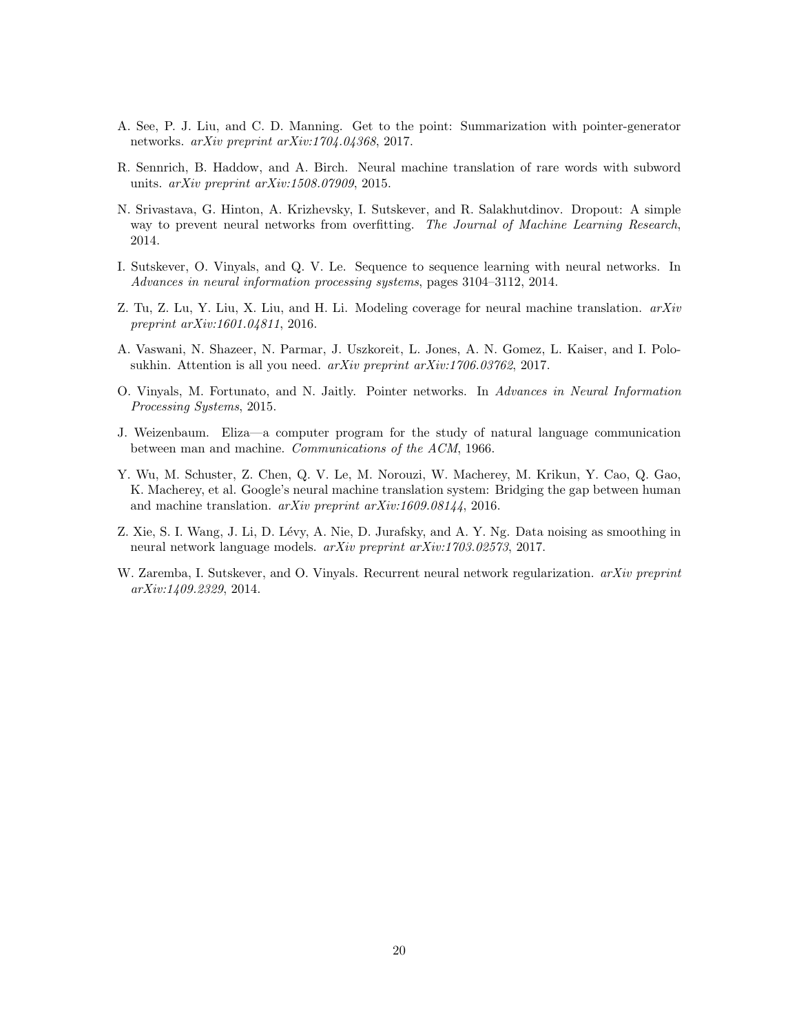A. See, P. J. Liu, and C. D. Manning. Get to the point: Summarization with pointer-generator networks. *arXiv preprint arXiv:1704.04368*, 2017.

R. Sennrich, B. Haddow, and A. Birch. Neural machine translation of rare words with subword units. *arXiv preprint arXiv:1508.07909*, 2015.

N. Srivastava, G. Hinton, A. Krizhevsky, I. Sutskever, and R. Salakhutdinov. Dropout: A simple way to prevent neural networks from overfitting. *The Journal of Machine Learning Research*, 2014.

I. Sutskever, O. Vinyals, and Q. V. Le. Sequence to sequence learning with neural networks. In *Advances in neural information processing systems*, pages 3104–3112, 2014.

Z. Tu, Z. Lu, Y. Liu, X. Liu, and H. Li. Modeling coverage for neural machine translation. *arXiv preprint arXiv:1601.04811*, 2016.

A. Vaswani, N. Shazeer, N. Parmar, J. Uszkoreit, L. Jones, A. N. Gomez, L. Kaiser, and I. Polosukhin. Attention is all you need. *arXiv preprint arXiv:1706.03762*, 2017.

O. Vinyals, M. Fortunato, and N. Jaitly. Pointer networks. In *Advances in Neural Information Processing Systems*, 2015.

J. Weizenbaum. Eliza—a computer program for the study of natural language communication between man and machine. *Communications of the ACM*, 1966.

Y. Wu, M. Schuster, Z. Chen, Q. V. Le, M. Norouzi, W. Macherey, M. Krikun, Y. Cao, Q. Gao, K. Macherey, et al. Google's neural machine translation system: Bridging the gap between human and machine translation. *arXiv preprint arXiv:1609.08144*, 2016.

Z. Xie, S. I. Wang, J. Li, D. Lévy, A. Nie, D. Jurafsky, and A. Y. Ng. Data noising as smoothing in neural network language models. *arXiv preprint arXiv:1703.02573*, 2017.

W. Zaremba, I. Sutskever, and O. Vinyals. Recurrent neural network regularization. *arXiv preprint arXiv:1409.2329*, 2014.